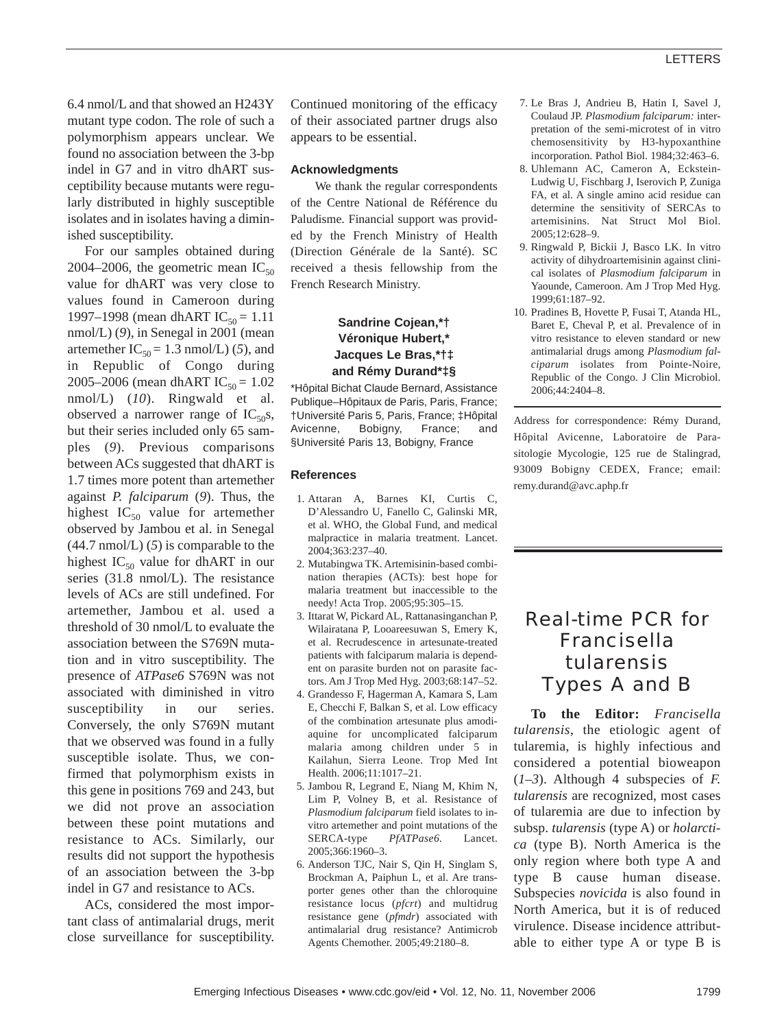6.4 nmol/L and that showed an H243Y mutant type codon. The role of such a polymorphism appears unclear. We found no association between the 3-bp indel in G7 and in vitro dhART susceptibility because mutants were regularly distributed in highly susceptible isolates and in isolates having a diminished susceptibility.

For our samples obtained during 2004–2006, the geometric mean $IC_{50}$ value for dhART was very close to values found in Cameroon during 1997–1998 (mean dhART $IC_{50}$ = 1.11 nmol/L) (*9*), in Senegal in 2001 (mean artemether $IC_{50}$ = 1.3 nmol/L) (*5*), and in Republic of Congo during 2005–2006 (mean dhART $IC_{50}$ = 1.02 nmol/L) (*10*). Ringwald et al. observed a narrower range of $IC_{50}$s, but their series included only 65 samples (*9*). Previous comparisons between ACs suggested that dhART is 1.7 times more potent than artemether against *P. falciparum* (*9*). Thus, the highest $IC_{50}$ value for artemether observed by Jambou et al. in Senegal (44.7 nmol/L) (*5*) is comparable to the highest $IC_{50}$ value for dhART in our series (31.8 nmol/L). The resistance levels of ACs are still undefined. For artemether, Jambou et al. used a threshold of 30 nmol/L to evaluate the association between the S769N mutation and in vitro susceptibility. The presence of *ATPase6* S769N was not associated with diminished in vitro susceptibility in our series. Conversely, the only S769N mutant that we observed was found in a fully susceptible isolate. Thus, we confirmed that polymorphism exists in this gene in positions 769 and 243, but we did not prove an association between these point mutations and resistance to ACs. Similarly, our results did not support the hypothesis of an association between the 3-bp indel in G7 and resistance to ACs.

ACs, considered the most important class of antimalarial drugs, merit close surveillance for susceptibility. Continued monitoring of the efficacy of their associated partner drugs also appears to be essential.

### Acknowledgments

We thank the regular correspondents of the Centre National de Référence du Paludisme. Financial support was provided by the French Ministry of Health (Direction Générale de la Santé). SC received a thesis fellowship from the French Research Ministry.

**Sandrine Cojean,\*† Véronique Hubert,\* Jacques Le Bras,\*†‡ and Rémy Durand\*‡§**

\*Hôpital Bichat Claude Bernard, Assistance Publique–Hôpitaux de Paris, Paris, France; †Université Paris 5, Paris, France; ‡Hôpital Avicenne, Bobigny, France; and §Université Paris 13, Bobigny, France

### References

1. Attaran A, Barnes KI, Curtis C, D'Alessandro U, Fanello C, Galinski MR, et al. WHO, the Global Fund, and medical malpractice in malaria treatment. Lancet. 2004;363:237–40.
2. Mutabingwa TK. Artemisinin-based combination therapies (ACTs): best hope for malaria treatment but inaccessible to the needy! Acta Trop. 2005;95:305–15.
3. Ittarat W, Pickard AL, Rattanasinganchan P, Wilairatana P, Looareesuwan S, Emery K, et al. Recrudescence in artesunate-treated patients with falciparum malaria is dependent on parasite burden not on parasite factors. Am J Trop Med Hyg. 2003;68:147–52.
4. Grandesso F, Hagerman A, Kamara S, Lam E, Checchi F, Balkan S, et al. Low efficacy of the combination artesunate plus amodiaquine for uncomplicated falciparum malaria among children under 5 in Kailahun, Sierra Leone. Trop Med Int Health. 2006;11:1017–21.
5. Jambou R, Legrand E, Niang M, Khim N, Lim P, Volney B, et al. Resistance of *Plasmodium falciparum* field isolates to in-vitro artemether and point mutations of the SERCA-type *PfATPase6*. Lancet. 2005;366:1960–3.
6. Anderson TJC, Nair S, Qin H, Singlam S, Brockman A, Paiphun L, et al. Are transporter genes other than the chloroquine resistance locus (*pfcrt*) and multidrug resistance gene (*pfmdr*) associated with antimalarial drug resistance? Antimicrob Agents Chemother. 2005;49:2180–8.
7. Le Bras J, Andrieu B, Hatin I, Savel J, Coulaud JP. *Plasmodium falciparum:* interpretation of the semi-microtest of in vitro chemosensitivity by H3-hypoxanthine incorporation. Pathol Biol. 1984;32:463–6.
8. Uhlemann AC, Cameron A, Eckstein-Ludwig U, Fischbarg J, Iserovich P, Zuniga FA, et al. A single amino acid residue can determine the sensitivity of SERCAs to artemisinins. Nat Struct Mol Biol. 2005;12:628–9.
9. Ringwald P, Bickii J, Basco LK. In vitro activity of dihydroartemisinin against clinical isolates of *Plasmodium falciparum* in Yaounde, Cameroon. Am J Trop Med Hyg. 1999;61:187–92.
10. Pradines B, Hovette P, Fusai T, Atanda HL, Baret E, Cheval P, et al. Prevalence of in vitro resistance to eleven standard or new antimalarial drugs among *Plasmodium falciparum* isolates from Pointe-Noire, Republic of the Congo. J Clin Microbiol. 2006;44:2404–8.

Address for correspondence: Rémy Durand, Hôpital Avicenne, Laboratoire de Parasitologie Mycologie, 125 rue de Stalingrad, 93009 Bobigny CEDEX, France; email: remy.durand@avc.aphp.fr

# Real-time PCR for Francisella tularensis Types A and B

**To the Editor:** *Francisella tularensis*, the etiologic agent of tularemia, is highly infectious and considered a potential bioweapon (*1–3*). Although 4 subspecies of *F. tularensis* are recognized, most cases of tularemia are due to infection by subsp. *tularensis* (type A) or *holarctica* (type B). North America is the only region where both type A and type B cause human disease. Subspecies *novicida* is also found in North America, but it is of reduced virulence. Disease incidence attributable to either type A or type B is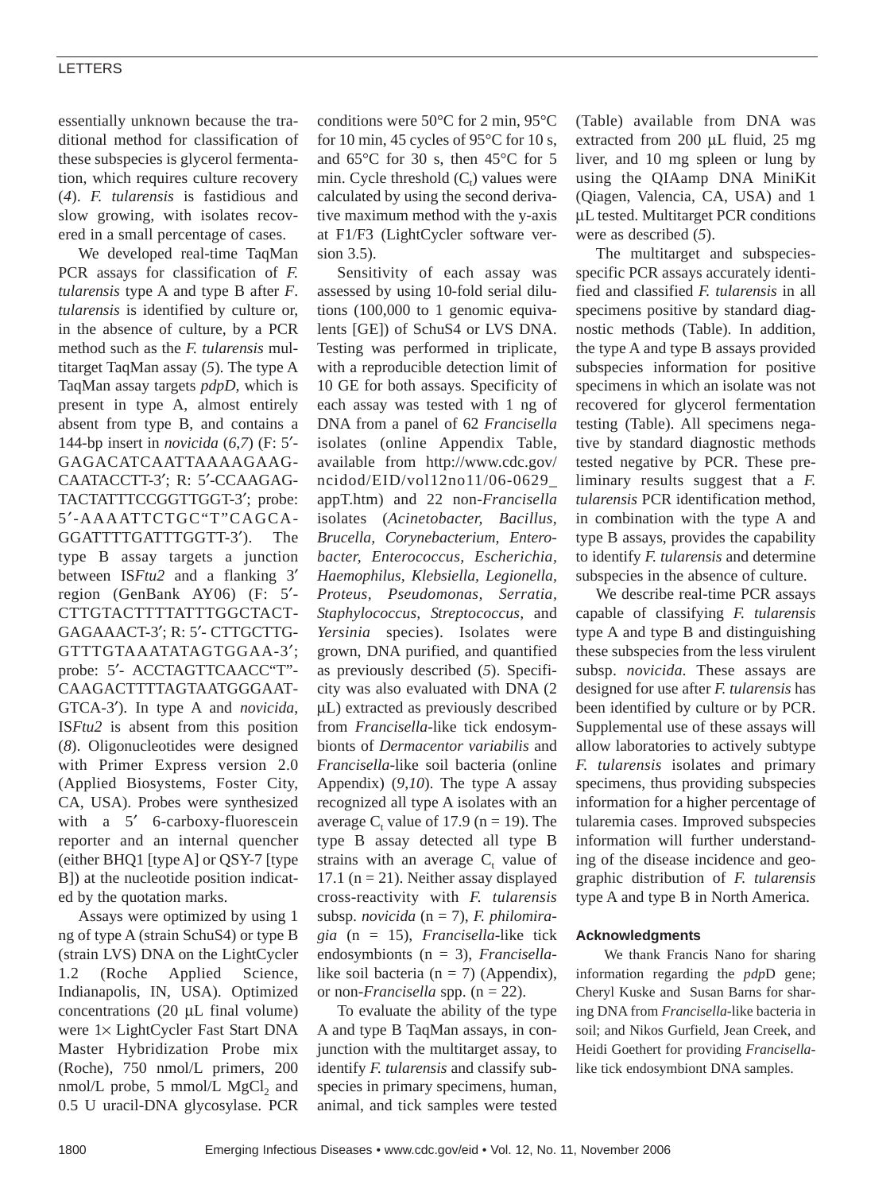essentially unknown because the traditional method for classification of these subspecies is glycerol fermentation, which requires culture recovery (*4*). *F. tularensis* is fastidious and slow growing, with isolates recovered in a small percentage of cases.

We developed real-time TaqMan PCR assays for classification of *F. tularensis* type A and type B after *F. tularensis* is identified by culture or, in the absence of culture, by a PCR method such as the *F. tularensis* multitarget TaqMan assay (*5*). The type A TaqMan assay targets *pdpD*, which is present in type A, almost entirely absent from type B, and contains a 144-bp insert in *novicida* (*6,7*) (F: 5′-GAGACATCAATTAAAAGAAG-CAATACCTT-3′; R: 5′-CCAAGAG-TACTATTTCCGGTTGGT-3′; probe: 5′-AAAATTCTGC"T"CAGCA-GGATTTTGATTTGGTT-3′). The type B assay targets a junction between IS*Ftu2* and a flanking 3′ region (GenBank AY06) (F: 5′-CTTGTACTTTTATTTGGCTACT-GAGAAACT-3′; R: 5′- CTTGCTTG-GTTTGTAAATATAGTGGAA-3′; probe: 5′- ACCTAGTTCAACC"T"-CAAGACTTTTAGTAATGGGAAT-GTCA-3′). In type A and *novicida*, IS*Ftu2* is absent from this position (*8*). Oligonucleotides were designed with Primer Express version 2.0 (Applied Biosystems, Foster City, CA, USA). Probes were synthesized with a 5′ 6-carboxy-fluorescein reporter and an internal quencher (either BHQ1 [type A] or QSY-7 [type B]) at the nucleotide position indicated by the quotation marks.

Assays were optimized by using 1 ng of type A (strain SchuS4) or type B (strain LVS) DNA on the LightCycler 1.2 (Roche Applied Science, Indianapolis, IN, USA). Optimized concentrations (20 µL final volume) were 1× LightCycler Fast Start DNA Master Hybridization Probe mix (Roche), 750 nmol/L primers, 200 nmol/L probe, 5 mmol/L $MgCl_2$ and 0.5 U uracil-DNA glycosylase. PCR conditions were 50°C for 2 min, 95°C for 10 min, 45 cycles of 95°C for 10 s, and 65°C for 30 s, then 45°C for 5 min. Cycle threshold ($C_t$) values were calculated by using the second derivative maximum method with the y-axis at F1/F3 (LightCycler software version 3.5).

Sensitivity of each assay was assessed by using 10-fold serial dilutions (100,000 to 1 genomic equivalents [GE]) of SchuS4 or LVS DNA. Testing was performed in triplicate, with a reproducible detection limit of 10 GE for both assays. Specificity of each assay was tested with 1 ng of DNA from a panel of 62 *Francisella* isolates (online Appendix Table, available from http://www.cdc.gov/ncidod/EID/vol12no11/06-0629_appT.htm) and 22 non-*Francisella* isolates (*Acinetobacter, Bacillus, Brucella, Corynebacterium, Enterobacter, Enterococcus, Escherichia, Haemophilus, Klebsiella, Legionella, Proteus, Pseudomonas, Serratia, Staphylococcus, Streptococcus,* and *Yersinia* species). Isolates were grown, DNA purified, and quantified as previously described (*5*). Specificity was also evaluated with DNA (2 µL) extracted as previously described from *Francisella*-like tick endosymbionts of *Dermacentor variabilis* and *Francisella*-like soil bacteria (online Appendix) (*9,10*). The type A assay recognized all type A isolates with an average $C_t$ value of 17.9 (n = 19). The type B assay detected all type B strains with an average $C_t$ value of 17.1 (n = 21). Neither assay displayed cross-reactivity with *F. tularensis* subsp. *novicida* (n = 7), *F. philomiragia* (n = 15), *Francisella*-like tick endosymbionts (n = 3), *Francisella*-like soil bacteria (n = 7) (Appendix), or non-*Francisella* spp. (n = 22).

To evaluate the ability of the type A and type B TaqMan assays, in conjunction with the multitarget assay, to identify *F. tularensis* and classify subspecies in primary specimens, human, animal, and tick samples were tested (Table) available from DNA was extracted from 200 µL fluid, 25 mg liver, and 10 mg spleen or lung by using the QIAamp DNA MiniKit (Qiagen, Valencia, CA, USA) and 1 µL tested. Multitarget PCR conditions were as described (*5*).

The multitarget and subspecies-specific PCR assays accurately identified and classified *F. tularensis* in all specimens positive by standard diagnostic methods (Table). In addition, the type A and type B assays provided subspecies information for positive specimens in which an isolate was not recovered for glycerol fermentation testing (Table). All specimens negative by standard diagnostic methods tested negative by PCR. These preliminary results suggest that a *F. tularensis* PCR identification method, in combination with the type A and type B assays, provides the capability to identify *F. tularensis* and determine subspecies in the absence of culture.

We describe real-time PCR assays capable of classifying *F. tularensis* type A and type B and distinguishing these subspecies from the less virulent subsp. *novicida*. These assays are designed for use after *F. tularensis* has been identified by culture or by PCR. Supplemental use of these assays will allow laboratories to actively subtype *F. tularensis* isolates and primary specimens, thus providing subspecies information for a higher percentage of tularemia cases. Improved subspecies information will further understanding of the disease incidence and geographic distribution of *F. tularensis* type A and type B in North America.

### Acknowledgments

We thank Francis Nano for sharing information regarding the *pdp*D gene; Cheryl Kuske and Susan Barns for sharing DNA from *Francisella*-like bacteria in soil; and Nikos Gurfield, Jean Creek, and Heidi Goethert for providing *Francisella*-like tick endosymbiont DNA samples.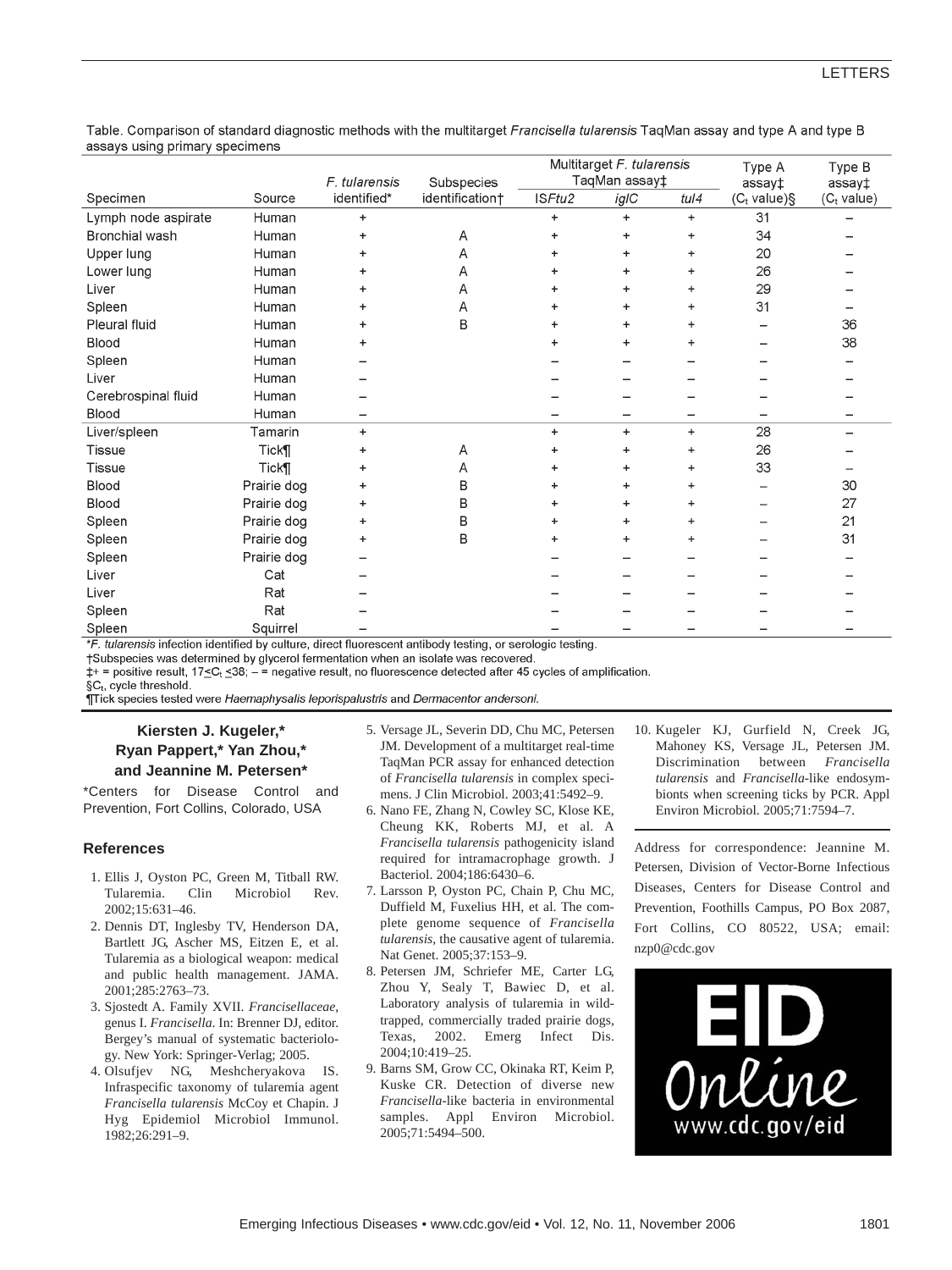Table. Comparison of standard diagnostic methods with the multitarget *Francisella tularensis* TaqMan assay and type A and type B assays using primary specimens

| Specimen | Source | *F. tularensis* identified* | Subspecies identification† | Multitarget *F. tularensis* TaqMan assay‡ | | | Type A assay‡ ($C_t$ value)§ | Type B assay‡ ($C_t$ value) |
|---|---|---|---|---|---|---|---|---|
| | | | | IS*Ftu2* | *iglC* | *tul4* | | |
| Lymph node aspirate | Human | + | | + | + | + | 31 | – |
| Bronchial wash | Human | + | A | + | + | + | 34 | – |
| Upper lung | Human | + | A | + | + | + | 20 | – |
| Lower lung | Human | + | A | + | + | + | 26 | – |
| Liver | Human | + | A | + | + | + | 29 | – |
| Spleen | Human | + | A | + | + | + | 31 | – |
| Pleural fluid | Human | + | B | + | + | + | – | 36 |
| Blood | Human | + | | + | + | + | – | 38 |
| Spleen | Human | – | | – | – | – | – | – |
| Liver | Human | – | | – | – | – | – | – |
| Cerebrospinal fluid | Human | – | | – | – | – | – | – |
| Blood | Human | – | | – | – | – | – | – |
| Liver/spleen | Tamarin | + | | + | + | + | 28 | – |
| Tissue | Tick¶ | + | A | + | + | + | 26 | – |
| Tissue | Tick¶ | + | A | + | + | + | 33 | – |
| Blood | Prairie dog | + | B | + | + | + | – | 30 |
| Blood | Prairie dog | + | B | + | + | + | – | 27 |
| Spleen | Prairie dog | + | B | + | + | + | – | 21 |
| Spleen | Prairie dog | + | B | + | + | + | – | 31 |
| Spleen | Prairie dog | – | | – | – | – | – | – |
| Liver | Cat | – | | – | – | – | – | – |
| Liver | Rat | – | | – | – | – | – | – |
| Spleen | Rat | – | | – | – | – | – | – |
| Spleen | Squirrel | – | | – | – | – | – | – |

**F. tularensis* infection identified by culture, direct fluorescent antibody testing, or serologic testing.
†Subspecies was determined by glycerol fermentation when an isolate was recovered.
‡+ = positive result, $17 \leq C_t \leq 38$; – = negative result, no fluorescence detected after 45 cycles of amplification.
§$C_t$, cycle threshold.
¶Tick species tested were *Haemaphysalis leporispalustris* and *Dermacentor andersoni*.

**Kiersten J. Kugeler,* Ryan Pappert,* Yan Zhou,* and Jeannine M. Petersen***

*Centers for Disease Control and Prevention, Fort Collins, Colorado, USA

## References

1. Ellis J, Oyston PC, Green M, Titball RW. Tularemia. Clin Microbiol Rev. 2002;15:631–46.
2. Dennis DT, Inglesby TV, Henderson DA, Bartlett JG, Ascher MS, Eitzen E, et al. Tularemia as a biological weapon: medical and public health management. JAMA. 2001;285:2763–73.
3. Sjostedt A. Family XVII. *Francisellaceae*, genus I. *Francisella*. In: Brenner DJ, editor. Bergey's manual of systematic bacteriology. New York: Springer-Verlag; 2005.
4. Olsufjev NG, Meshcheryakova IS. Infraspecific taxonomy of tularemia agent *Francisella tularensis* McCoy et Chapin. J Hyg Epidemiol Microbiol Immunol. 1982;26:291–9.
5. Versage JL, Severin DD, Chu MC, Petersen JM. Development of a multitarget real-time TaqMan PCR assay for enhanced detection of *Francisella tularensis* in complex specimens. J Clin Microbiol. 2003;41:5492–9.
6. Nano FE, Zhang N, Cowley SC, Klose KE, Cheung KK, Roberts MJ, et al. A *Francisella tularensis* pathogenicity island required for intramacrophage growth. J Bacteriol. 2004;186:6430–6.
7. Larsson P, Oyston PC, Chain P, Chu MC, Duffield M, Fuxelius HH, et al. The complete genome sequence of *Francisella tularensis*, the causative agent of tularemia. Nat Genet. 2005;37:153–9.
8. Petersen JM, Schriefer ME, Carter LG, Zhou Y, Sealy T, Bawiec D, et al. Laboratory analysis of tularemia in wild-trapped, commercially traded prairie dogs, Texas, 2002. Emerg Infect Dis. 2004;10:419–25.
9. Barns SM, Grow CC, Okinaka RT, Keim P, Kuske CR. Detection of diverse new *Francisella*-like bacteria in environmental samples. Appl Environ Microbiol. 2005;71:5494–500.
10. Kugeler KJ, Gurfield N, Creek JG, Mahoney KS, Versage JL, Petersen JM. Discrimination between *Francisella tularensis* and *Francisella*-like endosymbionts when screening ticks by PCR. Appl Environ Microbiol. 2005;71:7594–7.

Address for correspondence: Jeannine M. Petersen, Division of Vector-Borne Infectious Diseases, Centers for Disease Control and Prevention, Foothills Campus, PO Box 2087, Fort Collins, CO 80522, USA; email: nzp0@cdc.gov

EID Online
www.cdc.gov/eid